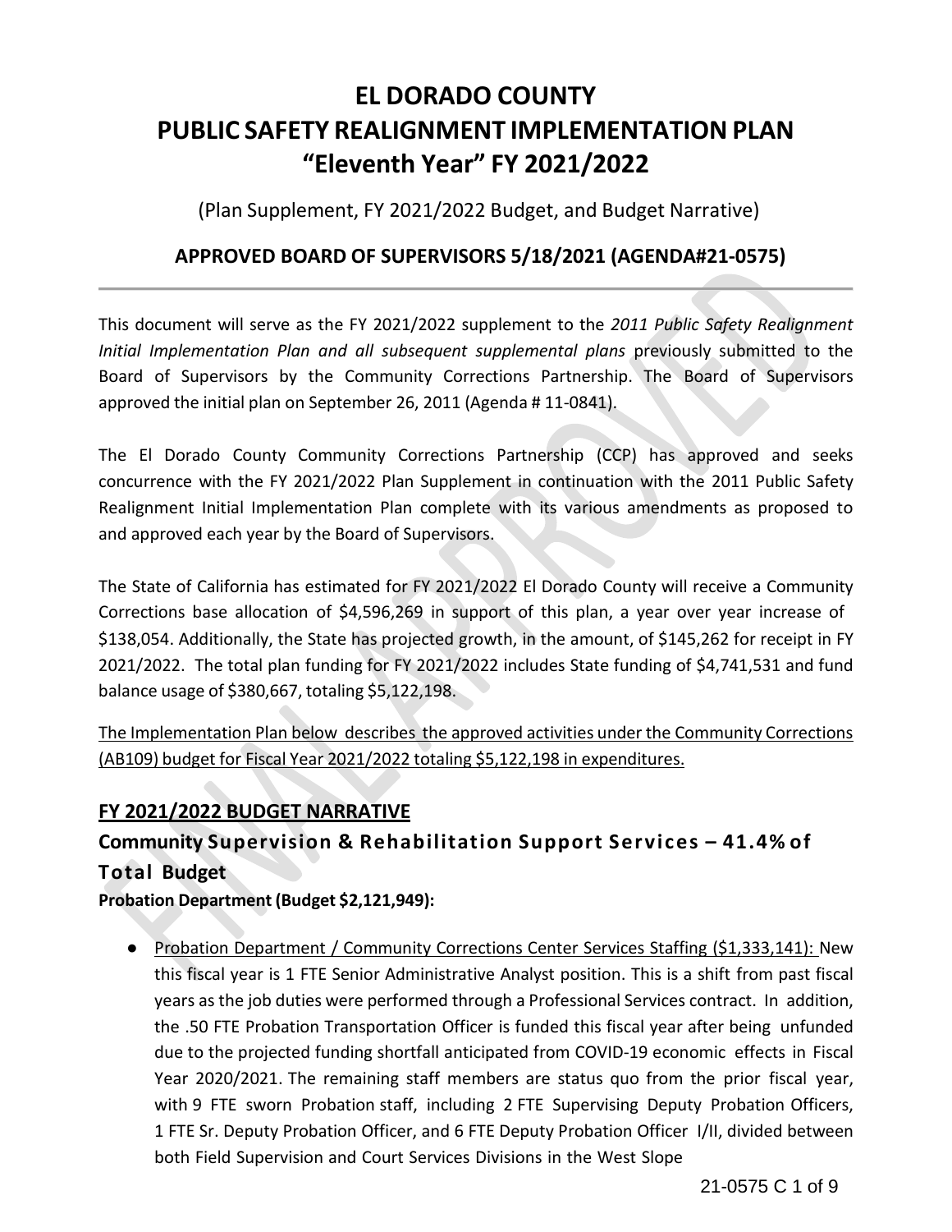# EL DORADO COUNTY
# PUBLIC SAFETY REALIGNMENT IMPLEMENTATION PLAN
# "Eleventh Year" FY 2021/2022

(Plan Supplement, FY 2021/2022 Budget, and Budget Narrative)

### APPROVED BOARD OF SUPERVISORS 5/18/2021 (AGENDA#21-0575)

---

This document will serve as the FY 2021/2022 supplement to the *2011 Public Safety Realignment Initial Implementation Plan and all subsequent supplemental plans* previously submitted to the Board of Supervisors by the Community Corrections Partnership. The Board of Supervisors approved the initial plan on September 26, 2011 (Agenda # 11-0841).

The El Dorado County Community Corrections Partnership (CCP) has approved and seeks concurrence with the FY 2021/2022 Plan Supplement in continuation with the 2011 Public Safety Realignment Initial Implementation Plan complete with its various amendments as proposed to and approved each year by the Board of Supervisors.

The State of California has estimated for FY 2021/2022 El Dorado County will receive a Community Corrections base allocation of $4,596,269 in support of this plan, a year over year increase of $138,054. Additionally, the State has projected growth, in the amount, of $145,262 for receipt in FY 2021/2022. The total plan funding for FY 2021/2022 includes State funding of $4,741,531 and fund balance usage of $380,667, totaling $5,122,198.

The Implementation Plan below describes the approved activities under the Community Corrections (AB109) budget for Fiscal Year 2021/2022 totaling $5,122,198 in expenditures.

## FY 2021/2022 BUDGET NARRATIVE

### Community Supervision & Rehabilitation Support Services – 41.4% of Total Budget

**Probation Department (Budget $2,121,949):**

- Probation Department / Community Corrections Center Services Staffing ($1,333,141): New this fiscal year is 1 FTE Senior Administrative Analyst position. This is a shift from past fiscal years as the job duties were performed through a Professional Services contract. In addition, the .50 FTE Probation Transportation Officer is funded this fiscal year after being unfunded due to the projected funding shortfall anticipated from COVID-19 economic effects in Fiscal Year 2020/2021. The remaining staff members are status quo from the prior fiscal year, with 9 FTE sworn Probation staff, including 2 FTE Supervising Deputy Probation Officers, 1 FTE Sr. Deputy Probation Officer, and 6 FTE Deputy Probation Officer I/II, divided between both Field Supervision and Court Services Divisions in the West Slope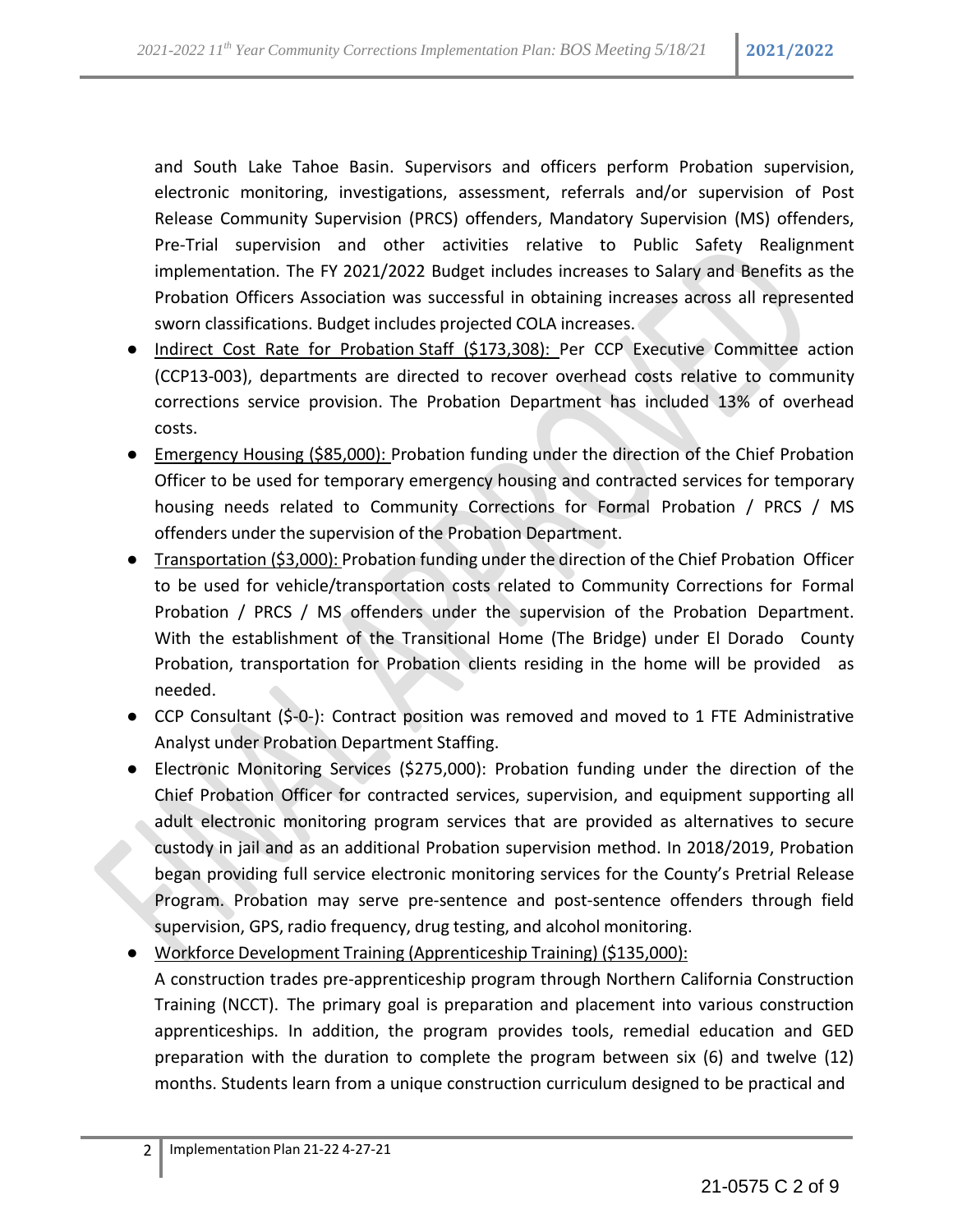and South Lake Tahoe Basin. Supervisors and officers perform Probation supervision, electronic monitoring, investigations, assessment, referrals and/or supervision of Post Release Community Supervision (PRCS) offenders, Mandatory Supervision (MS) offenders, Pre-Trial supervision and other activities relative to Public Safety Realignment implementation. The FY 2021/2022 Budget includes increases to Salary and Benefits as the Probation Officers Association was successful in obtaining increases across all represented sworn classifications. Budget includes projected COLA increases.

- <u>Indirect Cost Rate for Probation Staff ($173,308):</u> Per CCP Executive Committee action (CCP13-003), departments are directed to recover overhead costs relative to community corrections service provision. The Probation Department has included 13% of overhead costs.
- <u>Emergency Housing ($85,000):</u> Probation funding under the direction of the Chief Probation Officer to be used for temporary emergency housing and contracted services for temporary housing needs related to Community Corrections for Formal Probation / PRCS / MS offenders under the supervision of the Probation Department.
- <u>Transportation ($3,000):</u> Probation funding under the direction of the Chief Probation Officer to be used for vehicle/transportation costs related to Community Corrections for Formal Probation / PRCS / MS offenders under the supervision of the Probation Department. With the establishment of the Transitional Home (The Bridge) under El Dorado County Probation, transportation for Probation clients residing in the home will be provided as needed.
- CCP Consultant ($-0-): Contract position was removed and moved to 1 FTE Administrative Analyst under Probation Department Staffing.
- Electronic Monitoring Services ($275,000): Probation funding under the direction of the Chief Probation Officer for contracted services, supervision, and equipment supporting all adult electronic monitoring program services that are provided as alternatives to secure custody in jail and as an additional Probation supervision method. In 2018/2019, Probation began providing full service electronic monitoring services for the County's Pretrial Release Program. Probation may serve pre-sentence and post-sentence offenders through field supervision, GPS, radio frequency, drug testing, and alcohol monitoring.
- <u>Workforce Development Training (Apprenticeship Training) ($135,000):</u>
  A construction trades pre-apprenticeship program through Northern California Construction Training (NCCT). The primary goal is preparation and placement into various construction apprenticeships. In addition, the program provides tools, remedial education and GED preparation with the duration to complete the program between six (6) and twelve (12) months. Students learn from a unique construction curriculum designed to be practical and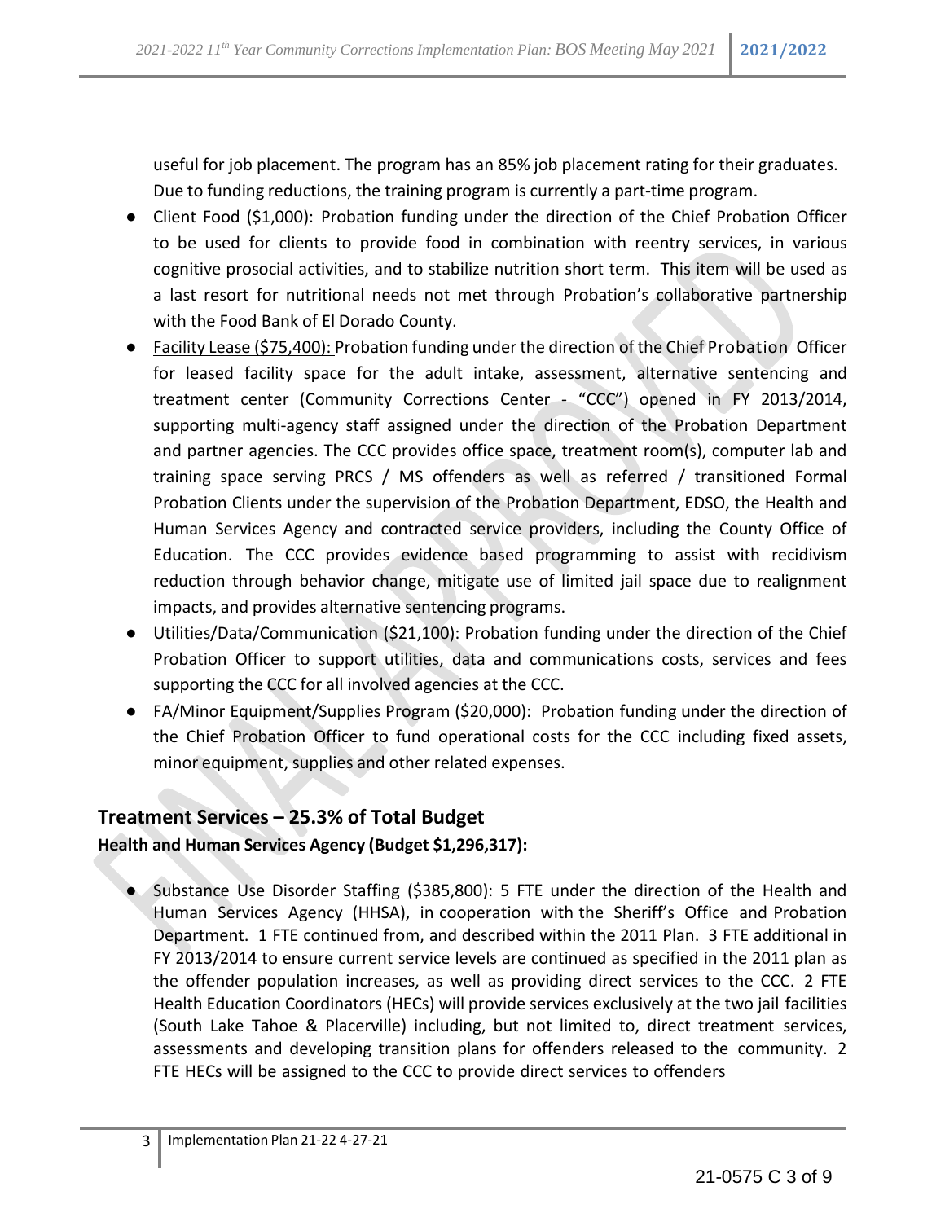useful for job placement. The program has an 85% job placement rating for their graduates. Due to funding reductions, the training program is currently a part-time program.

- Client Food ($1,000): Probation funding under the direction of the Chief Probation Officer to be used for clients to provide food in combination with reentry services, in various cognitive prosocial activities, and to stabilize nutrition short term. This item will be used as a last resort for nutritional needs not met through Probation's collaborative partnership with the Food Bank of El Dorado County.
- Facility Lease ($75,400): Probation funding under the direction of the Chief Probation Officer for leased facility space for the adult intake, assessment, alternative sentencing and treatment center (Community Corrections Center - "CCC") opened in FY 2013/2014, supporting multi-agency staff assigned under the direction of the Probation Department and partner agencies. The CCC provides office space, treatment room(s), computer lab and training space serving PRCS / MS offenders as well as referred / transitioned Formal Probation Clients under the supervision of the Probation Department, EDSO, the Health and Human Services Agency and contracted service providers, including the County Office of Education. The CCC provides evidence based programming to assist with recidivism reduction through behavior change, mitigate use of limited jail space due to realignment impacts, and provides alternative sentencing programs.
- Utilities/Data/Communication ($21,100): Probation funding under the direction of the Chief Probation Officer to support utilities, data and communications costs, services and fees supporting the CCC for all involved agencies at the CCC.
- FA/Minor Equipment/Supplies Program ($20,000): Probation funding under the direction of the Chief Probation Officer to fund operational costs for the CCC including fixed assets, minor equipment, supplies and other related expenses.

## Treatment Services – 25.3% of Total Budget

**Health and Human Services Agency (Budget $1,296,317):**

- Substance Use Disorder Staffing ($385,800): 5 FTE under the direction of the Health and Human Services Agency (HHSA), in cooperation with the Sheriff's Office and Probation Department. 1 FTE continued from, and described within the 2011 Plan. 3 FTE additional in FY 2013/2014 to ensure current service levels are continued as specified in the 2011 plan as the offender population increases, as well as providing direct services to the CCC. 2 FTE Health Education Coordinators (HECs) will provide services exclusively at the two jail facilities (South Lake Tahoe & Placerville) including, but not limited to, direct treatment services, assessments and developing transition plans for offenders released to the community. 2 FTE HECs will be assigned to the CCC to provide direct services to offenders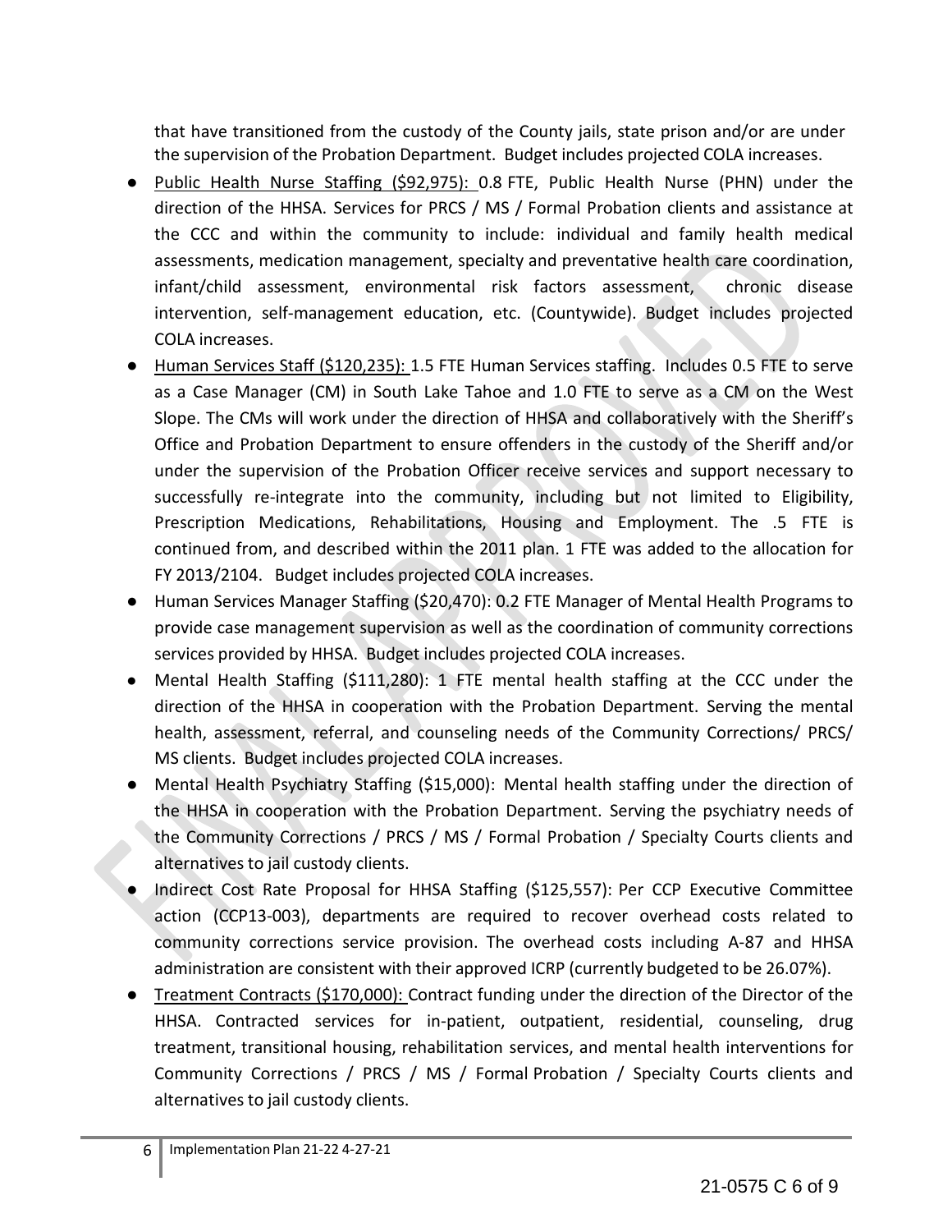that have transitioned from the custody of the County jails, state prison and/or are under the supervision of the Probation Department. Budget includes projected COLA increases.

- Public Health Nurse Staffing ($92,975): 0.8 FTE, Public Health Nurse (PHN) under the direction of the HHSA. Services for PRCS / MS / Formal Probation clients and assistance at the CCC and within the community to include: individual and family health medical assessments, medication management, specialty and preventative health care coordination, infant/child assessment, environmental risk factors assessment, chronic disease intervention, self-management education, etc. (Countywide). Budget includes projected COLA increases.
- Human Services Staff ($120,235): 1.5 FTE Human Services staffing. Includes 0.5 FTE to serve as a Case Manager (CM) in South Lake Tahoe and 1.0 FTE to serve as a CM on the West Slope. The CMs will work under the direction of HHSA and collaboratively with the Sheriff's Office and Probation Department to ensure offenders in the custody of the Sheriff and/or under the supervision of the Probation Officer receive services and support necessary to successfully re-integrate into the community, including but not limited to Eligibility, Prescription Medications, Rehabilitations, Housing and Employment. The .5 FTE is continued from, and described within the 2011 plan. 1 FTE was added to the allocation for FY 2013/2104. Budget includes projected COLA increases.
- Human Services Manager Staffing ($20,470): 0.2 FTE Manager of Mental Health Programs to provide case management supervision as well as the coordination of community corrections services provided by HHSA. Budget includes projected COLA increases.
- Mental Health Staffing ($111,280): 1 FTE mental health staffing at the CCC under the direction of the HHSA in cooperation with the Probation Department. Serving the mental health, assessment, referral, and counseling needs of the Community Corrections/ PRCS/ MS clients. Budget includes projected COLA increases.
- Mental Health Psychiatry Staffing ($15,000): Mental health staffing under the direction of the HHSA in cooperation with the Probation Department. Serving the psychiatry needs of the Community Corrections / PRCS / MS / Formal Probation / Specialty Courts clients and alternatives to jail custody clients.
- Indirect Cost Rate Proposal for HHSA Staffing ($125,557): Per CCP Executive Committee action (CCP13-003), departments are required to recover overhead costs related to community corrections service provision. The overhead costs including A-87 and HHSA administration are consistent with their approved ICRP (currently budgeted to be 26.07%).
- Treatment Contracts ($170,000): Contract funding under the direction of the Director of the HHSA. Contracted services for in-patient, outpatient, residential, counseling, drug treatment, transitional housing, rehabilitation services, and mental health interventions for Community Corrections / PRCS / MS / Formal Probation / Specialty Courts clients and alternatives to jail custody clients.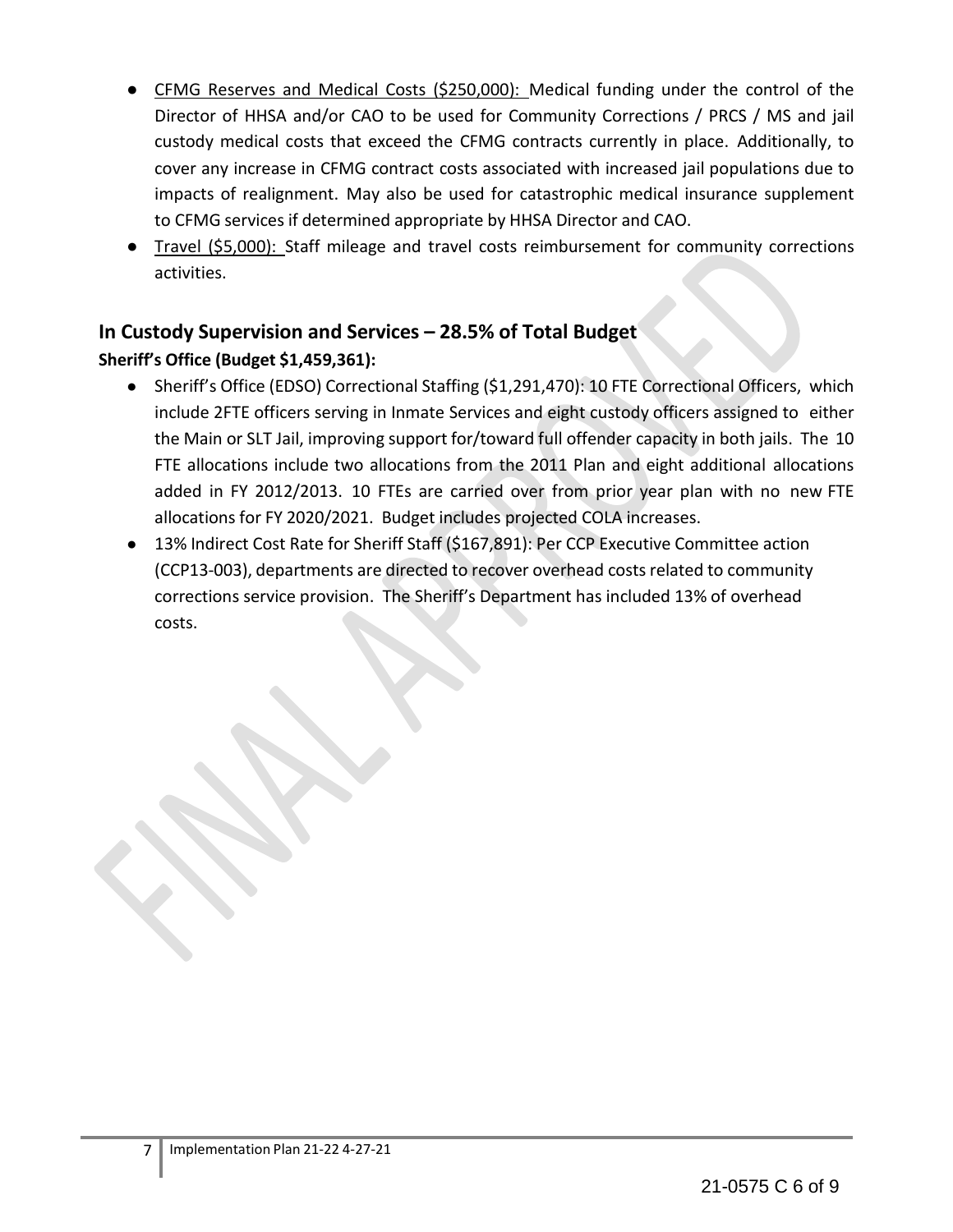- CFMG Reserves and Medical Costs ($250,000): Medical funding under the control of the Director of HHSA and/or CAO to be used for Community Corrections / PRCS / MS and jail custody medical costs that exceed the CFMG contracts currently in place. Additionally, to cover any increase in CFMG contract costs associated with increased jail populations due to impacts of realignment. May also be used for catastrophic medical insurance supplement to CFMG services if determined appropriate by HHSA Director and CAO.
- Travel ($5,000): Staff mileage and travel costs reimbursement for community corrections activities.

## In Custody Supervision and Services – 28.5% of Total Budget

**Sheriff's Office (Budget $1,459,361):**

- Sheriff's Office (EDSO) Correctional Staffing ($1,291,470): 10 FTE Correctional Officers, which include 2FTE officers serving in Inmate Services and eight custody officers assigned to either the Main or SLT Jail, improving support for/toward full offender capacity in both jails. The 10 FTE allocations include two allocations from the 2011 Plan and eight additional allocations added in FY 2012/2013. 10 FTEs are carried over from prior year plan with no new FTE allocations for FY 2020/2021. Budget includes projected COLA increases.
- 13% Indirect Cost Rate for Sheriff Staff ($167,891): Per CCP Executive Committee action (CCP13-003), departments are directed to recover overhead costs related to community corrections service provision. The Sheriff's Department has included 13% of overhead costs.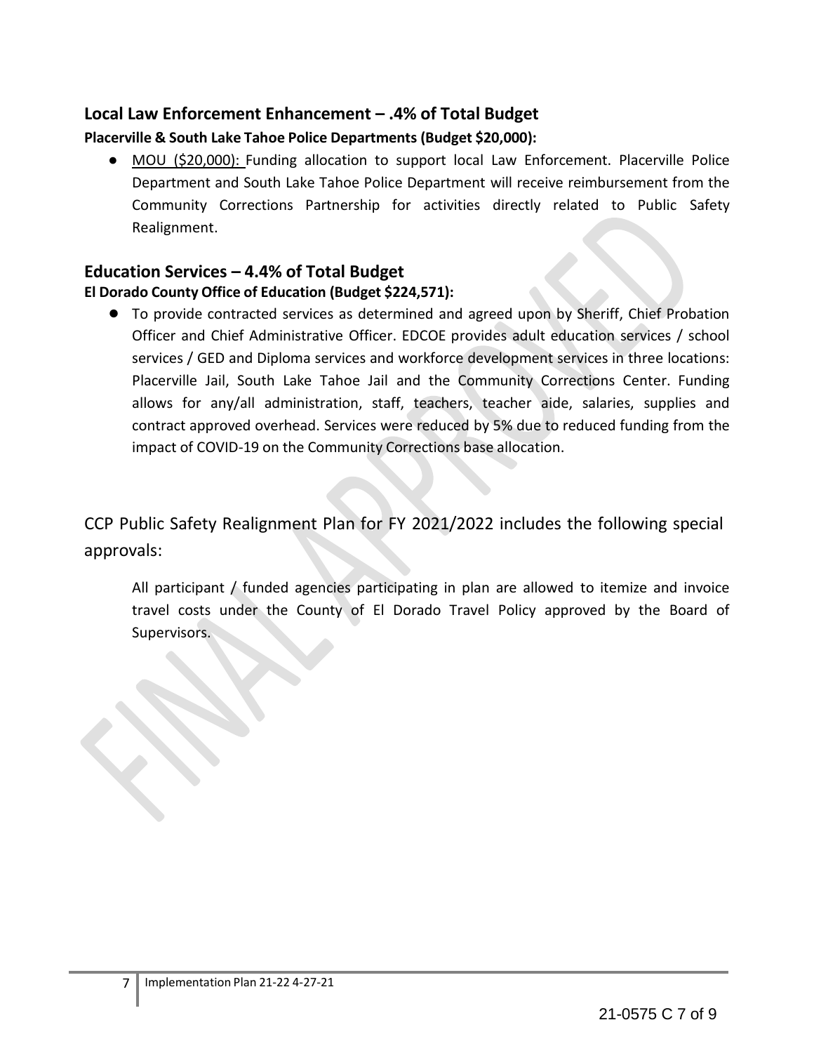## Local Law Enforcement Enhancement – .4% of Total Budget

**Placerville & South Lake Tahoe Police Departments (Budget $20,000):**

- MOU ($20,000): Funding allocation to support local Law Enforcement. Placerville Police Department and South Lake Tahoe Police Department will receive reimbursement from the Community Corrections Partnership for activities directly related to Public Safety Realignment.

## Education Services – 4.4% of Total Budget

**El Dorado County Office of Education (Budget $224,571):**

- To provide contracted services as determined and agreed upon by Sheriff, Chief Probation Officer and Chief Administrative Officer. EDCOE provides adult education services / school services / GED and Diploma services and workforce development services in three locations: Placerville Jail, South Lake Tahoe Jail and the Community Corrections Center. Funding allows for any/all administration, staff, teachers, teacher aide, salaries, supplies and contract approved overhead. Services were reduced by 5% due to reduced funding from the impact of COVID-19 on the Community Corrections base allocation.

CCP Public Safety Realignment Plan for FY 2021/2022 includes the following special approvals:

All participant / funded agencies participating in plan are allowed to itemize and invoice travel costs under the County of El Dorado Travel Policy approved by the Board of Supervisors.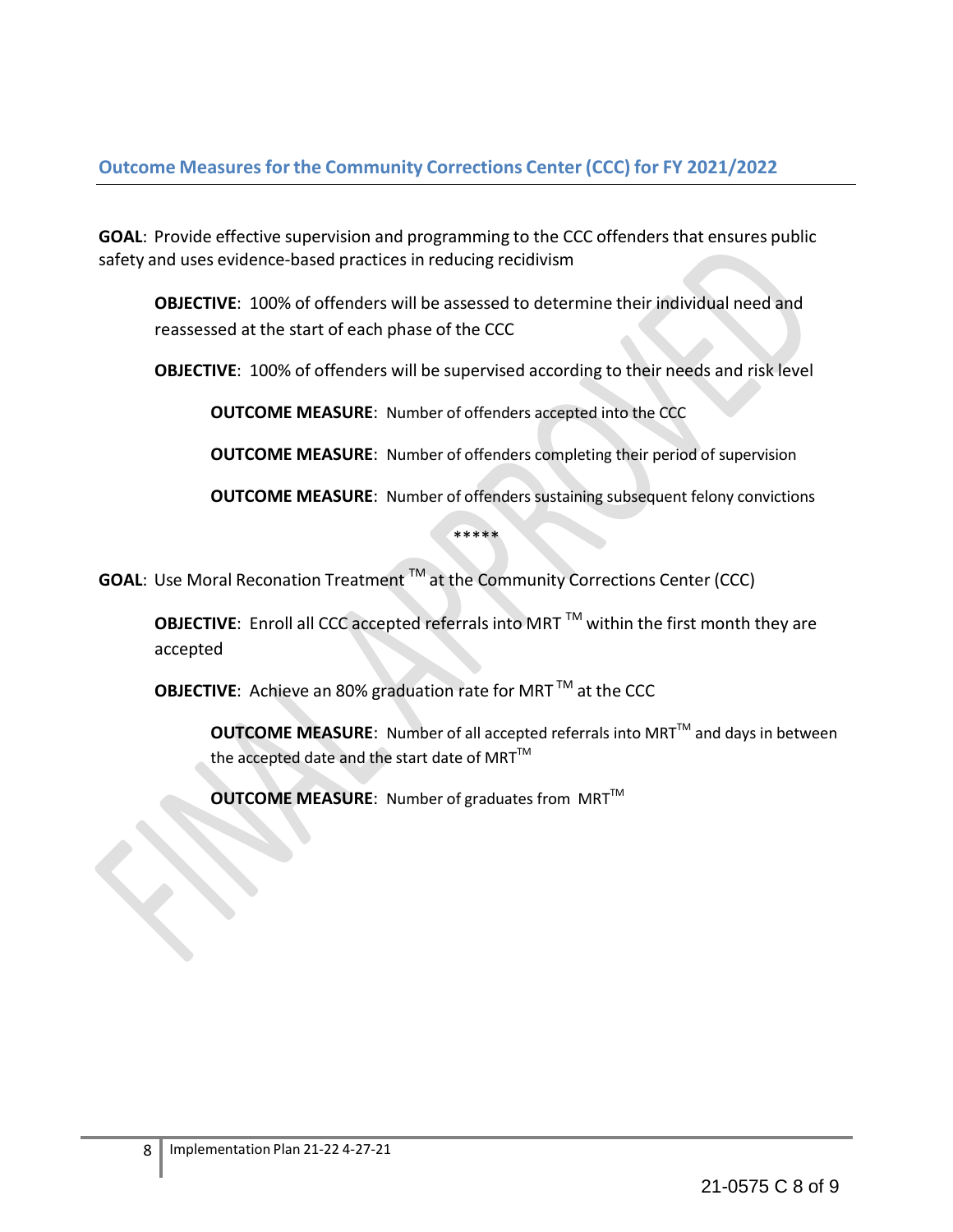## Outcome Measures for the Community Corrections Center (CCC) for FY 2021/2022

**GOAL**: Provide effective supervision and programming to the CCC offenders that ensures public safety and uses evidence-based practices in reducing recidivism

> **OBJECTIVE**: 100% of offenders will be assessed to determine their individual need and reassessed at the start of each phase of the CCC
>
> **OBJECTIVE**: 100% of offenders will be supervised according to their needs and risk level
>
> > **OUTCOME MEASURE**: Number of offenders accepted into the CCC
> >
> > **OUTCOME MEASURE**: Number of offenders completing their period of supervision
> >
> > **OUTCOME MEASURE**: Number of offenders sustaining subsequent felony convictions

*****

**GOAL**: Use Moral Reconation Treatment ™ at the Community Corrections Center (CCC)

> **OBJECTIVE**: Enroll all CCC accepted referrals into MRT ™ within the first month they are accepted
>
> **OBJECTIVE**: Achieve an 80% graduation rate for MRT ™ at the CCC
>
> > **OUTCOME MEASURE**: Number of all accepted referrals into MRT™ and days in between the accepted date and the start date of MRT™
> >
> > **OUTCOME MEASURE**: Number of graduates from MRT™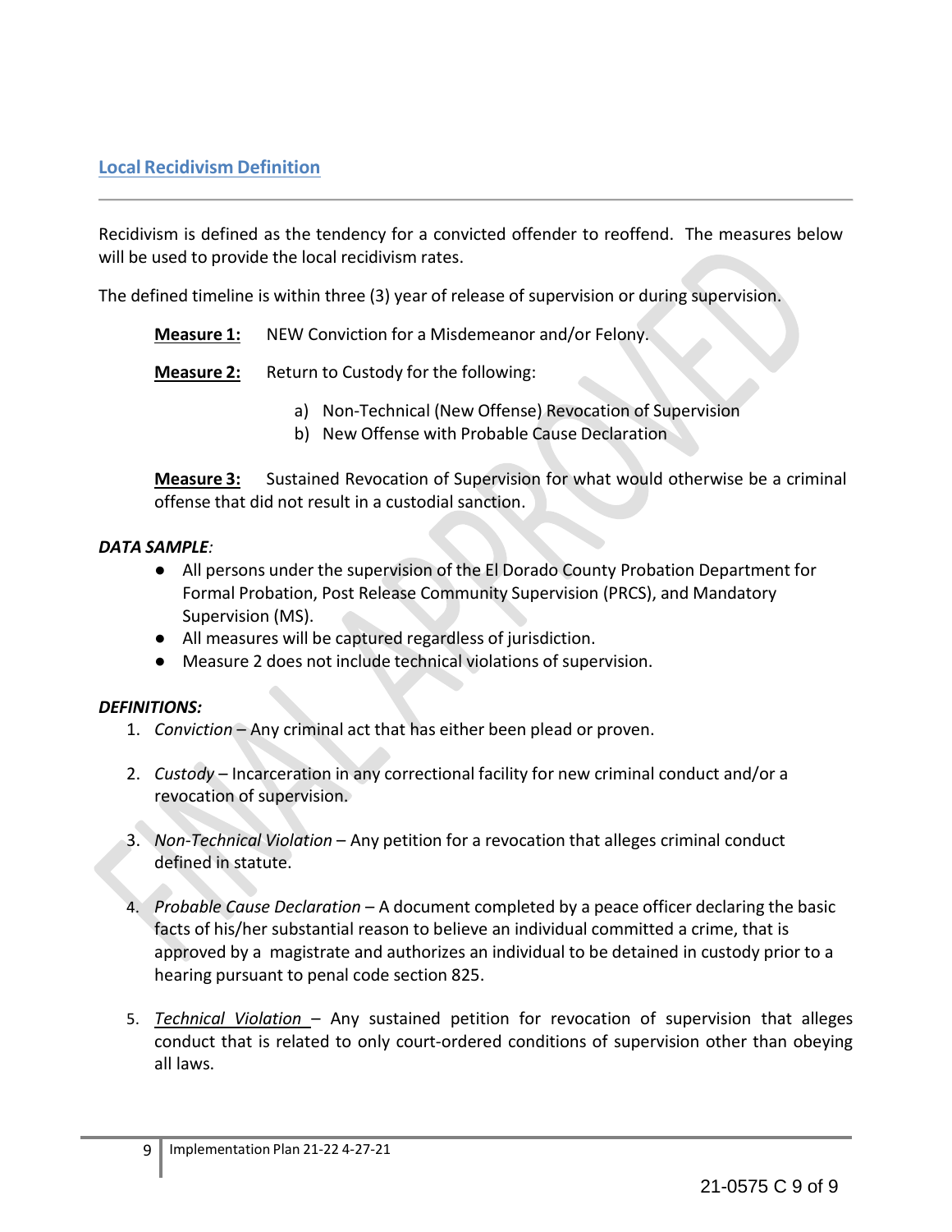## Local Recidivism Definition

Recidivism is defined as the tendency for a convicted offender to reoffend. The measures below will be used to provide the local recidivism rates.

The defined timeline is within three (3) year of release of supervision or during supervision.

**Measure 1:** NEW Conviction for a Misdemeanor and/or Felony.

**Measure 2:** Return to Custody for the following:

a) Non-Technical (New Offense) Revocation of Supervision
b) New Offense with Probable Cause Declaration

**Measure 3:** Sustained Revocation of Supervision for what would otherwise be a criminal offense that did not result in a custodial sanction.

***DATA SAMPLE:***

- All persons under the supervision of the El Dorado County Probation Department for Formal Probation, Post Release Community Supervision (PRCS), and Mandatory Supervision (MS).
- All measures will be captured regardless of jurisdiction.
- Measure 2 does not include technical violations of supervision.

***DEFINITIONS:***

1. *Conviction* – Any criminal act that has either been plead or proven.
2. *Custody* – Incarceration in any correctional facility for new criminal conduct and/or a revocation of supervision.
3. *Non-Technical Violation* – Any petition for a revocation that alleges criminal conduct defined in statute.
4. *Probable Cause Declaration* – A document completed by a peace officer declaring the basic facts of his/her substantial reason to believe an individual committed a crime, that is approved by a magistrate and authorizes an individual to be detained in custody prior to a hearing pursuant to penal code section 825.
5. *Technical Violation* – Any sustained petition for revocation of supervision that alleges conduct that is related to only court-ordered conditions of supervision other than obeying all laws.